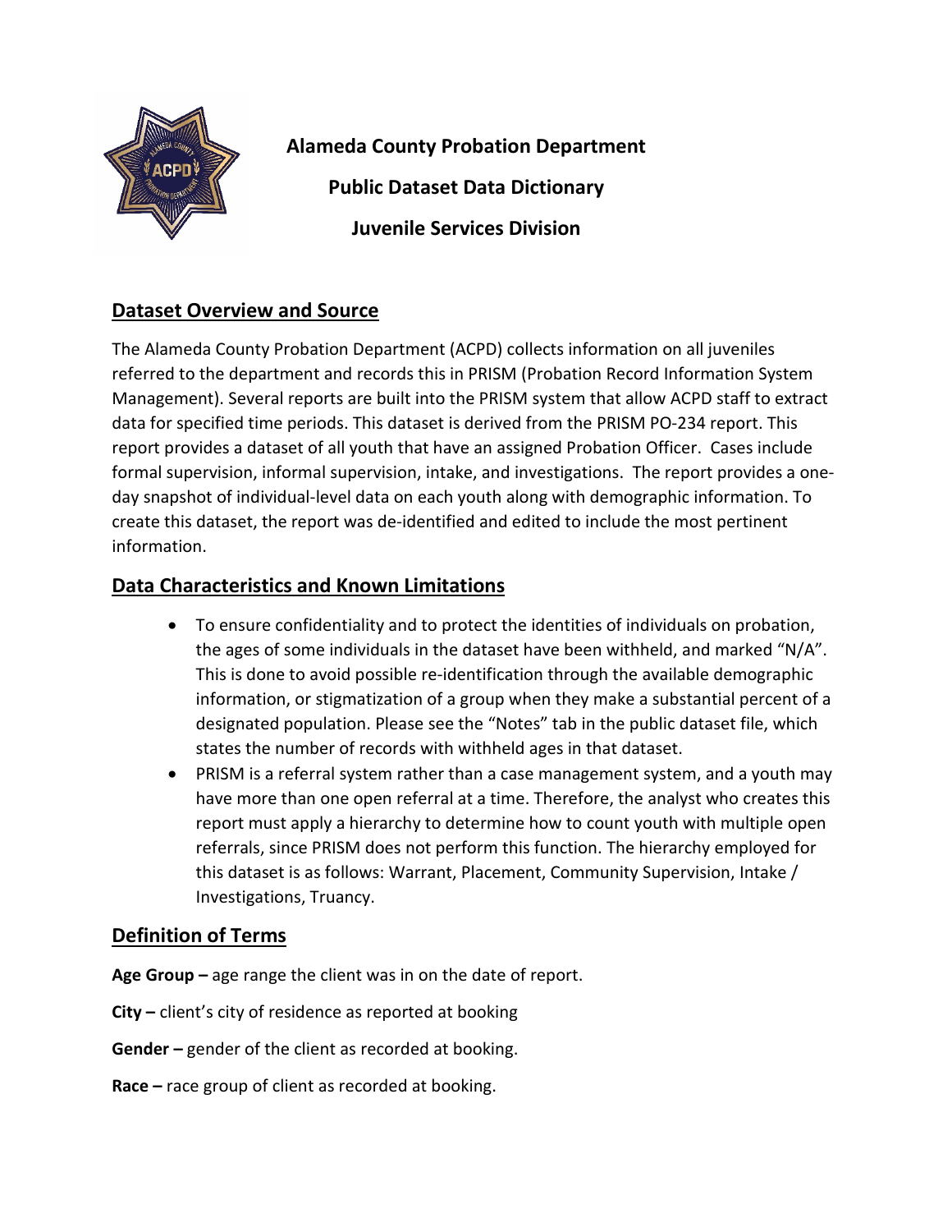# Alameda County Probation Department

## Public Dataset Data Dictionary

## Juvenile Services Division

## Dataset Overview and Source

The Alameda County Probation Department (ACPD) collects information on all juveniles referred to the department and records this in PRISM (Probation Record Information System Management). Several reports are built into the PRISM system that allow ACPD staff to extract data for specified time periods. This dataset is derived from the PRISM PO-234 report. This report provides a dataset of all youth that have an assigned Probation Officer. Cases include formal supervision, informal supervision, intake, and investigations. The report provides a one-day snapshot of individual-level data on each youth along with demographic information. To create this dataset, the report was de-identified and edited to include the most pertinent information.

## Data Characteristics and Known Limitations

- To ensure confidentiality and to protect the identities of individuals on probation, the ages of some individuals in the dataset have been withheld, and marked "N/A". This is done to avoid possible re-identification through the available demographic information, or stigmatization of a group when they make a substantial percent of a designated population. Please see the "Notes" tab in the public dataset file, which states the number of records with withheld ages in that dataset.
- PRISM is a referral system rather than a case management system, and a youth may have more than one open referral at a time. Therefore, the analyst who creates this report must apply a hierarchy to determine how to count youth with multiple open referrals, since PRISM does not perform this function. The hierarchy employed for this dataset is as follows: Warrant, Placement, Community Supervision, Intake / Investigations, Truancy.

## Definition of Terms

**Age Group –** age range the client was in on the date of report.

**City –** client's city of residence as reported at booking

**Gender –** gender of the client as recorded at booking.

**Race –** race group of client as recorded at booking.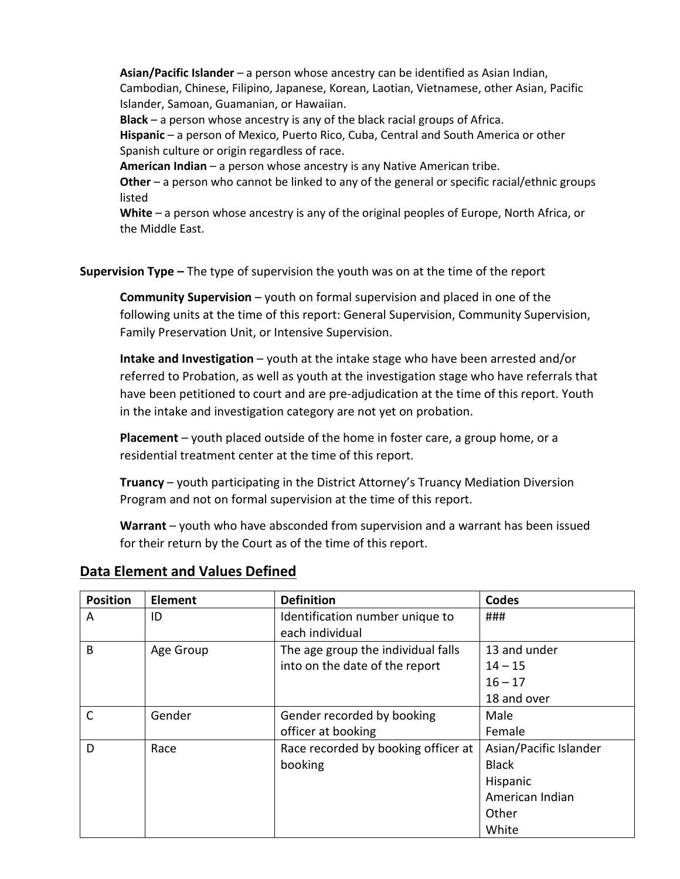**Asian/Pacific Islander** – a person whose ancestry can be identified as Asian Indian, Cambodian, Chinese, Filipino, Japanese, Korean, Laotian, Vietnamese, other Asian, Pacific Islander, Samoan, Guamanian, or Hawaiian.
**Black** – a person whose ancestry is any of the black racial groups of Africa.
**Hispanic** – a person of Mexico, Puerto Rico, Cuba, Central and South America or other Spanish culture or origin regardless of race.
**American Indian** – a person whose ancestry is any Native American tribe.
**Other** – a person who cannot be linked to any of the general or specific racial/ethnic groups listed
**White** – a person whose ancestry is any of the original peoples of Europe, North Africa, or the Middle East.

**Supervision Type –** The type of supervision the youth was on at the time of the report

**Community Supervision** – youth on formal supervision and placed in one of the following units at the time of this report: General Supervision, Community Supervision, Family Preservation Unit, or Intensive Supervision.

**Intake and Investigation** – youth at the intake stage who have been arrested and/or referred to Probation, as well as youth at the investigation stage who have referrals that have been petitioned to court and are pre-adjudication at the time of this report. Youth in the intake and investigation category are not yet on probation.

**Placement** – youth placed outside of the home in foster care, a group home, or a residential treatment center at the time of this report.

**Truancy** – youth participating in the District Attorney's Truancy Mediation Diversion Program and not on formal supervision at the time of this report.

**Warrant** – youth who have absconded from supervision and a warrant has been issued for their return by the Court as of the time of this report.

## Data Element and Values Defined

| Position | Element | Definition | Codes |
|---|---|---|---|
| A | ID | Identification number unique to each individual | ### |
| B | Age Group | The age group the individual falls into on the date of the report | 13 and under<br>14 – 15<br>16 – 17<br>18 and over |
| C | Gender | Gender recorded by booking officer at booking | Male<br>Female |
| D | Race | Race recorded by booking officer at booking | Asian/Pacific Islander<br>Black<br>Hispanic<br>American Indian<br>Other<br>White |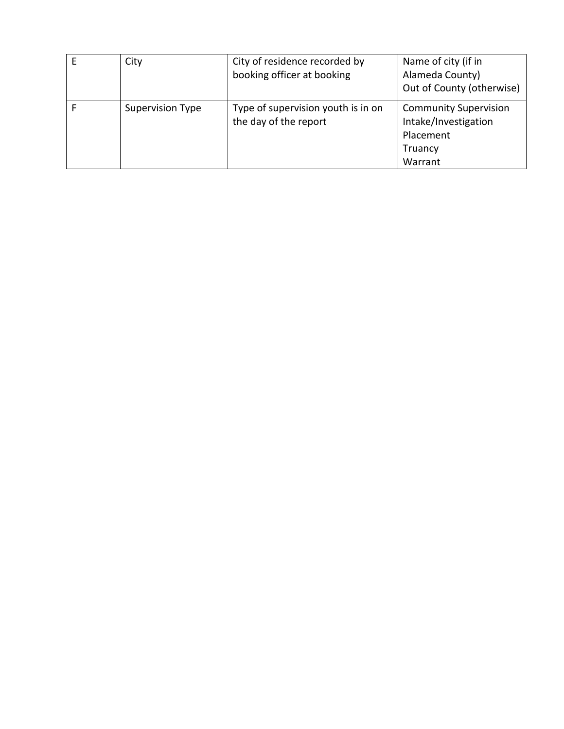| | | | |
|---|---|---|---|
| E | City | City of residence recorded by booking officer at booking | Name of city (if in Alameda County)<br>Out of County (otherwise) |
| F | Supervision Type | Type of supervision youth is in on the day of the report | Community Supervision<br>Intake/Investigation<br>Placement<br>Truancy<br>Warrant |